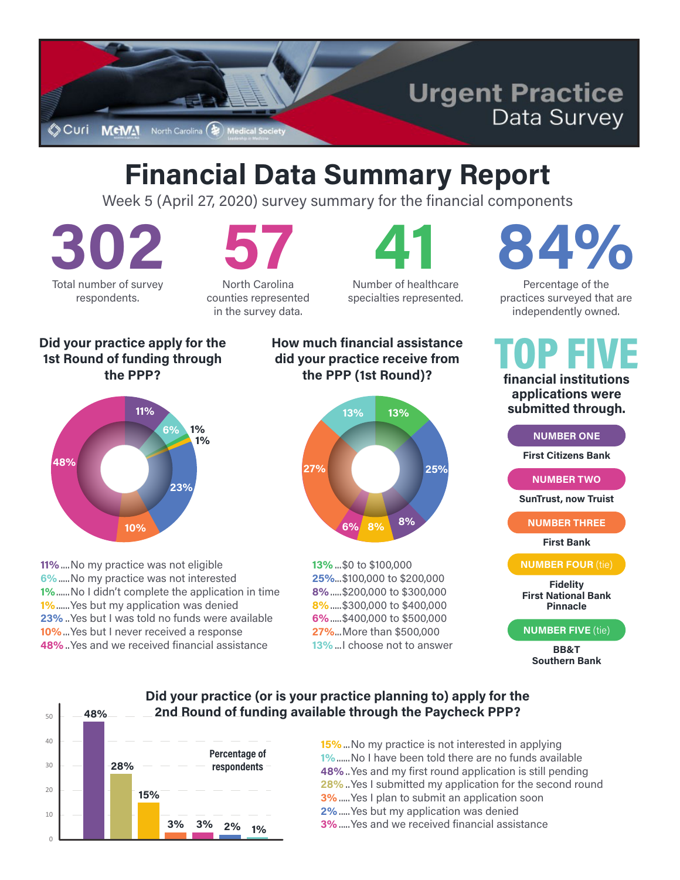# Urgent Practice Data Survey

Curi | MGMA | North Carolina Medical Society

# Financial Data Summary Report

Week 5 (April 27, 2020) survey summary for the financial components

**302** Total number of survey respondents.

**57** North Carolina counties represented in the survey data.

**41** Number of healthcare specialties represented.

**84%** Percentage of the practices surveyed that are independently owned.

## Did your practice apply for the 1st Round of funding through the PPP?

- **11%**....No my practice was not eligible
- **6%**.....No my practice was not interested
- **1%**......No I didn't complete the application in time
- **1%**......Yes but my application was denied
- **23%**..Yes but I was told no funds were available
- **10%**...Yes but I never received a response
- **48%**..Yes and we received financial assistance

## How much financial assistance did your practice receive from the PPP (1st Round)?

- **13%**...$0 to $100,000
- **25%**...$100,000 to $200,000
- **8%**.....$200,000 to $300,000
- **8%**.....$300,000 to $400,000
- **6%**.....$400,000 to $500,000
- **27%**...More than $500,000
- **13%**...I choose not to answer

## TOP FIVE financial institutions applications were submitted through.

**NUMBER ONE**
First Citizens Bank

**NUMBER TWO**
SunTrust, now Truist

**NUMBER THREE**
First Bank

**NUMBER FOUR (tie)**
Fidelity
First National Bank
Pinnacle

**NUMBER FIVE (tie)**
BB&T
Southern Bank

## Did your practice (or is your practice planning to) apply for the 2nd Round of funding available through the Paycheck PPP?

Percentage of respondents

- **15%**...No my practice is not interested in applying
- **1%**......No I have been told there are no funds available
- **48%**..Yes and my first round application is still pending
- **28%**..Yes I submitted my application for the second round
- **3%**.....Yes I plan to submit an application soon
- **2%**.....Yes but my application was denied
- **3%**.....Yes and we received financial assistance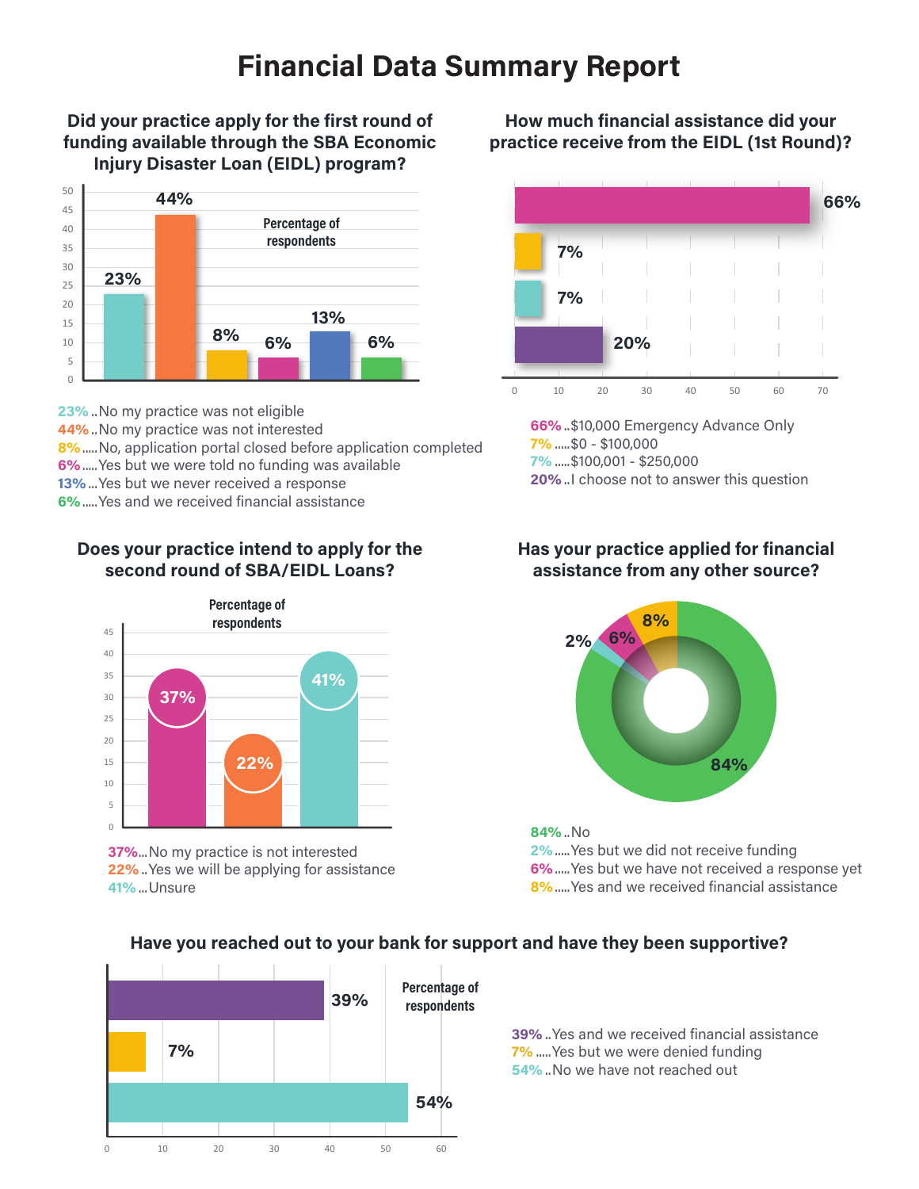# Financial Data Summary Report

## Did your practice apply for the first round of funding available through the SBA Economic Injury Disaster Loan (EIDL) program?

Percentage of respondents

- 23% ..No my practice was not eligible
- 44% ..No my practice was not interested
- 8% .....No, application portal closed before application completed
- 6% .....Yes but we were told no funding was available
- 13% ...Yes but we never received a response
- 6% .....Yes and we received financial assistance

## How much financial assistance did your practice receive from the EIDL (1st Round)?

- 66% ..$10,000 Emergency Advance Only
- 7% .....$0 - $100,000
- 7% .....$100,001 - $250,000
- 20% ..I choose not to answer this question

## Does your practice intend to apply for the second round of SBA/EIDL Loans?

Percentage of respondents

- 37% ...No my practice is not interested
- 22% ..Yes we will be applying for assistance
- 41% ...Unsure

## Has your practice applied for financial assistance from any other source?

- 84% ..No
- 2% .....Yes but we did not receive funding
- 6% .....Yes but we have not received a response yet
- 8% .....Yes and we received financial assistance

## Have you reached out to your bank for support and have they been supportive?

Percentage of respondents

- 39% ..Yes and we received financial assistance
- 7% .....Yes but we were denied funding
- 54% ..No we have not reached out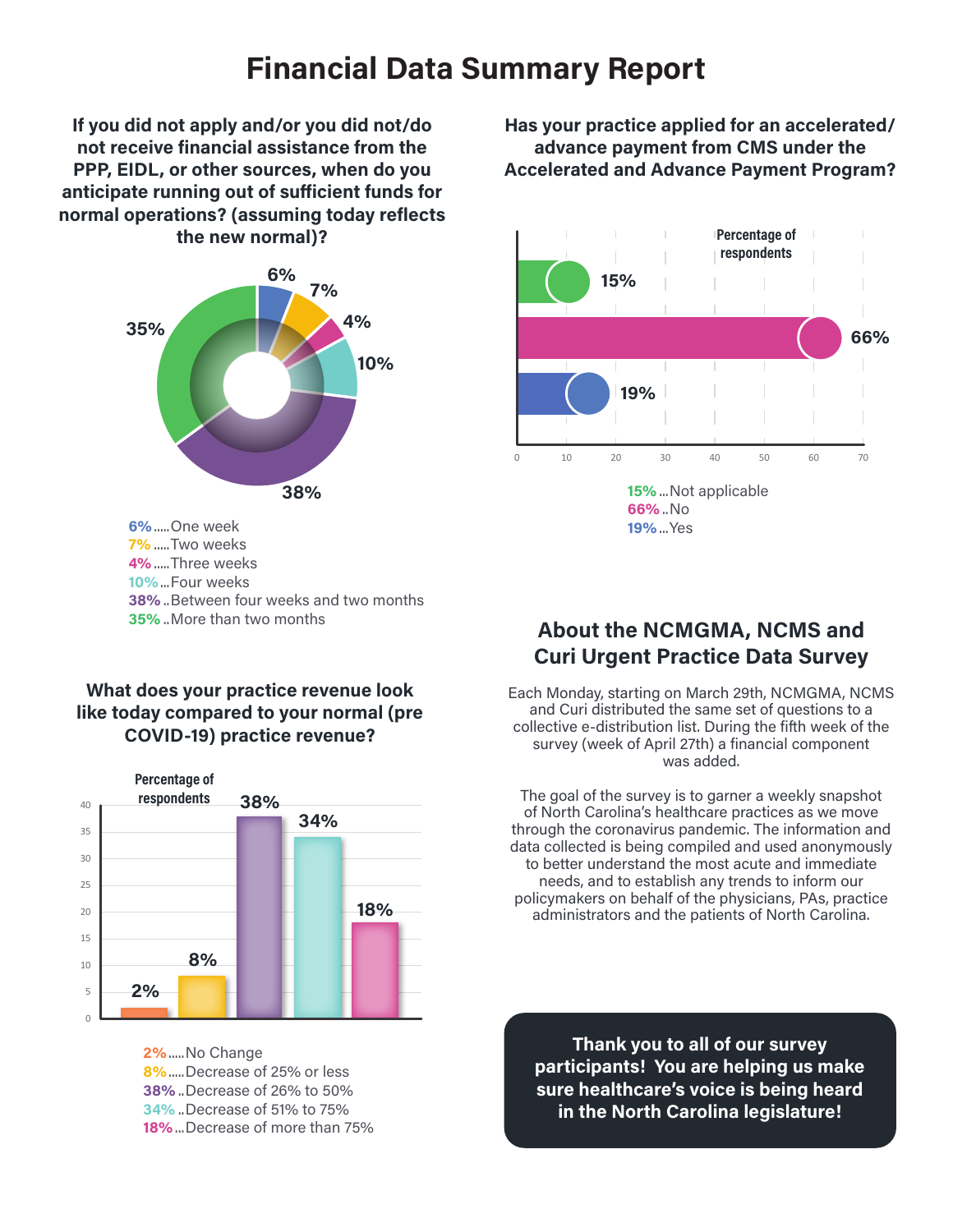# Financial Data Summary Report

### If you did not apply and/or you did not/do not receive financial assistance from the PPP, EIDL, or other sources, when do you anticipate running out of sufficient funds for normal operations? (assuming today reflects the new normal)?

6%
7%
4%
10%
38%
35%

6%.....One week
7%.....Two weeks
4%.....Three weeks
10%...Four weeks
38%..Between four weeks and two months
35%..More than two months

### Has your practice applied for an accelerated/ advance payment from CMS under the Accelerated and Advance Payment Program?

Percentage of respondents

15%
66%
19%

0 10 20 30 40 50 60 70

15%...Not applicable
66%..No
19%...Yes

### What does your practice revenue look like today compared to your normal (pre COVID-19) practice revenue?

Percentage of respondents

0 5 10 15 20 25 30 35 40

2%
8%
38%
34%
18%

2%.....No Change
8%.....Decrease of 25% or less
38%..Decrease of 26% to 50%
34%..Decrease of 51% to 75%
18%...Decrease of more than 75%

## About the NCMGMA, NCMS and Curi Urgent Practice Data Survey

Each Monday, starting on March 29th, NCMGMA, NCMS and Curi distributed the same set of questions to a collective e-distribution list. During the fifth week of the survey (week of April 27th) a financial component was added.

The goal of the survey is to garner a weekly snapshot of North Carolina's healthcare practices as we move through the coronavirus pandemic. The information and data collected is being compiled and used anonymously to better understand the most acute and immediate needs, and to establish any trends to inform our policymakers on behalf of the physicians, PAs, practice administrators and the patients of North Carolina.

**Thank you to all of our survey participants! You are helping us make sure healthcare's voice is being heard in the North Carolina legislature!**